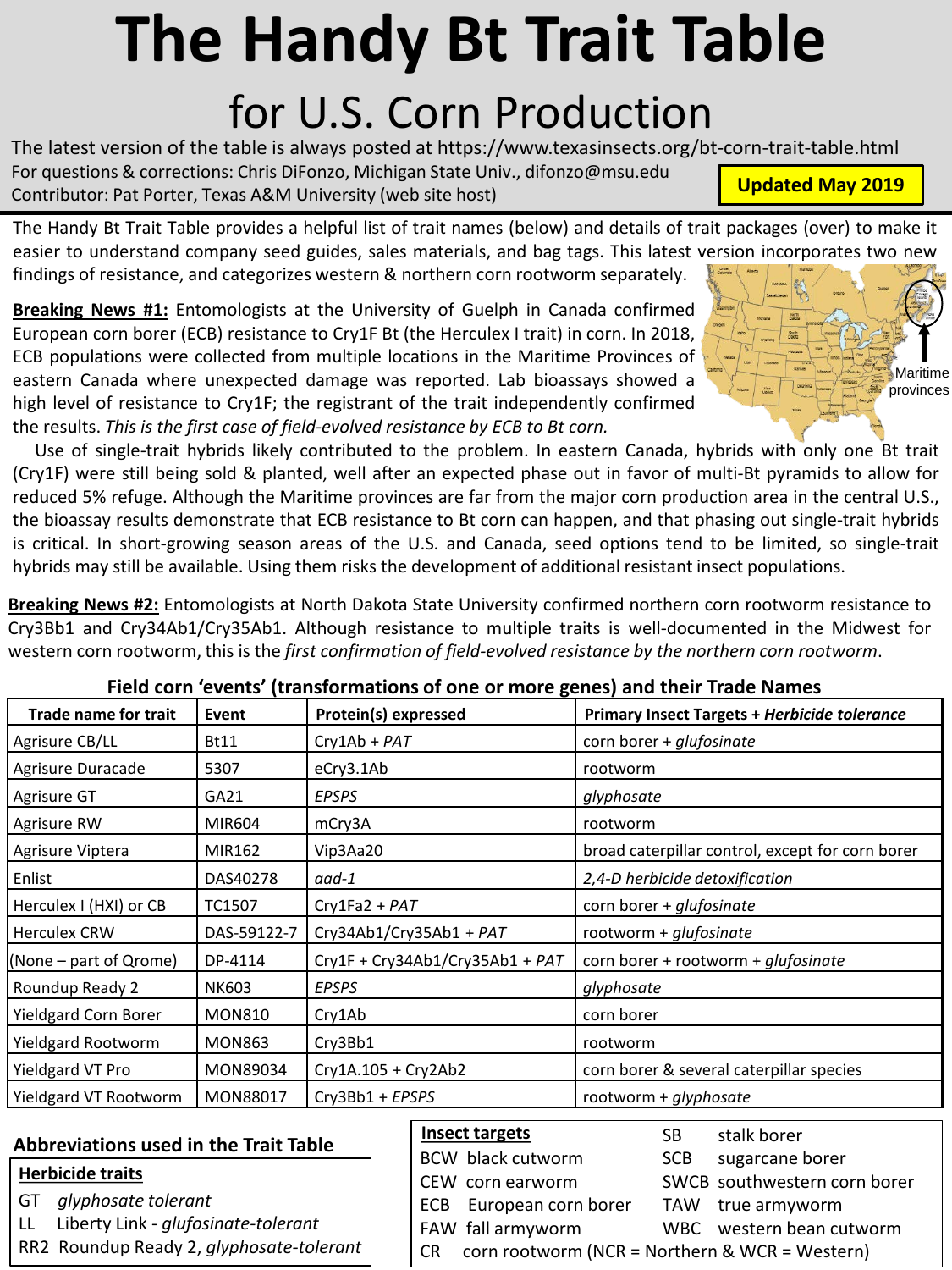# The Handy Bt Trait Table

## for U.S. Corn Production

The latest version of the table is always posted at https://www.texasinsects.org/bt-corn-trait-table.html

For questions & corrections: Chris DiFonzo, Michigan State Univ., difonzo@msu.edu

Contributor: Pat Porter, Texas A&M University (web site host)

**Updated May 2019**

The Handy Bt Trait Table provides a helpful list of trait names (below) and details of trait packages (over) to make it easier to understand company seed guides, sales materials, and bag tags. This latest version incorporates two new findings of resistance, and categorizes western & northern corn rootworm separately.

**Breaking News #1:** Entomologists at the University of Guelph in Canada confirmed European corn borer (ECB) resistance to Cry1F Bt (the Herculex I trait) in corn. In 2018, ECB populations were collected from multiple locations in the Maritime Provinces of eastern Canada where unexpected damage was reported. Lab bioassays showed a high level of resistance to Cry1F; the registrant of the trait independently confirmed the results. *This is the first case of field-evolved resistance by ECB to Bt corn.*

Maritime provinces

Use of single-trait hybrids likely contributed to the problem. In eastern Canada, hybrids with only one Bt trait (Cry1F) were still being sold & planted, well after an expected phase out in favor of multi-Bt pyramids to allow for reduced 5% refuge. Although the Maritime provinces are far from the major corn production area in the central U.S., the bioassay results demonstrate that ECB resistance to Bt corn can happen, and that phasing out single-trait hybrids is critical. In short-growing season areas of the U.S. and Canada, seed options tend to be limited, so single-trait hybrids may still be available. Using them risks the development of additional resistant insect populations.

**Breaking News #2:** Entomologists at North Dakota State University confirmed northern corn rootworm resistance to Cry3Bb1 and Cry34Ab1/Cry35Ab1. Although resistance to multiple traits is well-documented in the Midwest for western corn rootworm, this is the *first confirmation of field-evolved resistance by the northern corn rootworm*.

**Field corn 'events' (transformations of one or more genes) and their Trade Names**

| Trade name for trait | Event | Protein(s) expressed | Primary Insect Targets + *Herbicide tolerance* |
|---|---|---|---|
| Agrisure CB/LL | Bt11 | Cry1Ab + *PAT* | corn borer + *glufosinate* |
| Agrisure Duracade | 5307 | eCry3.1Ab | rootworm |
| Agrisure GT | GA21 | *EPSPS* | *glyphosate* |
| Agrisure RW | MIR604 | mCry3A | rootworm |
| Agrisure Viptera | MIR162 | Vip3Aa20 | broad caterpillar control, except for corn borer |
| Enlist | DAS40278 | *aad-1* | *2,4-D herbicide detoxification* |
| Herculex I (HXI) or CB | TC1507 | Cry1Fa2 + *PAT* | corn borer + *glufosinate* |
| Herculex CRW | DAS-59122-7 | Cry34Ab1/Cry35Ab1 + *PAT* | rootworm + *glufosinate* |
| (None – part of Qrome) | DP-4114 | Cry1F + Cry34Ab1/Cry35Ab1 + *PAT* | corn borer + rootworm + *glufosinate* |
| Roundup Ready 2 | NK603 | *EPSPS* | *glyphosate* |
| Yieldgard Corn Borer | MON810 | Cry1Ab | corn borer |
| Yieldgard Rootworm | MON863 | Cry3Bb1 | rootworm |
| Yieldgard VT Pro | MON89034 | Cry1A.105 + Cry2Ab2 | corn borer & several caterpillar species |
| Yieldgard VT Rootworm | MON88017 | Cry3Bb1 + *EPSPS* | rootworm + *glyphosate* |

### Abbreviations used in the Trait Table

**Herbicide traits**

- GT *glyphosate tolerant*
- LL Liberty Link - *glufosinate-tolerant*
- RR2 Roundup Ready 2, *glyphosate-tolerant*

**Insect targets**

- BCW black cutworm
- CEW corn earworm
- ECB European corn borer
- FAW fall armyworm
- SB stalk borer
- SCB sugarcane borer
- SWCB southwestern corn borer
- TAW true armyworm
- WBC western bean cutworm
- CR corn rootworm (NCR = Northern & WCR = Western)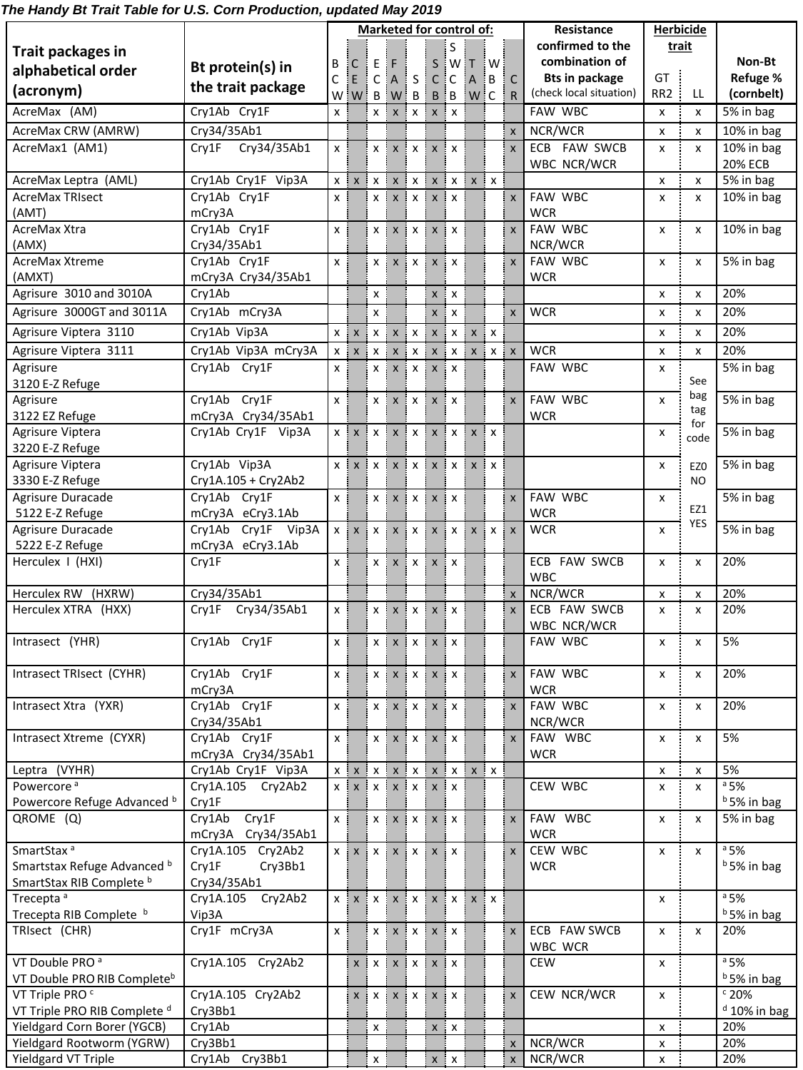***The Handy Bt Trait Table for U.S. Corn Production, updated May 2019***

| Trait packages in alphabetical order (acronym) | Bt protein(s) in the trait package | Marketed for control of: | | | | | | | | | | Resistance confirmed to the combination of Bts in package (check local situation) | Herbicide trait | | Non-Bt Refuge % (cornbelt) |
|---|---|---|---|---|---|---|---|---|---|---|---|---|---|---|---|
| | | BCW | CEW | ECB | FAW | SB | SCB | SWCB | TAW | WBC | CR | | GT RR2 | LL | |
| AcreMax (AM) | Cry1Ab Cry1F | x | | x | x | x | x | x | | | | FAW WBC | x | x | 5% in bag |
| AcreMax CRW (AMRW) | Cry34/35Ab1 | | | | | | | | | | x | NCR/WCR | x | x | 10% in bag |
| AcreMax1 (AM1) | Cry1F Cry34/35Ab1 | x | | x | x | x | x | x | | | x | ECB FAW SWCB WBC NCR/WCR | x | x | 10% in bag 20% ECB |
| AcreMax Leptra (AML) | Cry1Ab Cry1F Vip3A | x | x | x | x | x | x | x | x | x | | | x | x | 5% in bag |
| AcreMax TRIsect (AMT) | Cry1Ab Cry1F mCry3A | x | | x | x | x | x | x | | | x | FAW WBC WCR | x | x | 10% in bag |
| AcreMax Xtra (AMX) | Cry1Ab Cry1F Cry34/35Ab1 | x | | x | x | x | x | x | | | x | FAW WBC NCR/WCR | x | x | 10% in bag |
| AcreMax Xtreme (AMXT) | Cry1Ab Cry1F mCry3A Cry34/35Ab1 | x | | x | x | x | x | x | | | x | FAW WBC WCR | x | x | 5% in bag |
| Agrisure 3010 and 3010A | Cry1Ab | | | x | | | x | x | | | | | x | x | 20% |
| Agrisure 3000GT and 3011A | Cry1Ab mCry3A | | | x | | | x | x | | | x | WCR | x | x | 20% |
| Agrisure Viptera 3110 | Cry1Ab Vip3A | x | x | x | x | x | x | x | x | x | | | x | x | 20% |
| Agrisure Viptera 3111 | Cry1Ab Vip3A mCry3A | x | x | x | x | x | x | x | x | x | x | WCR | x | x | 20% |
| Agrisure 3120 E-Z Refuge | Cry1Ab Cry1F | x | | x | x | x | x | x | | | | FAW WBC | x | See bag tag for code EZ0 NO EZ1 YES | 5% in bag |
| Agrisure 3122 EZ Refuge | Cry1Ab Cry1F mCry3A Cry34/35Ab1 | x | | x | x | x | x | x | | | x | FAW WBC WCR | x | | 5% in bag |
| Agrisure Viptera 3220 E-Z Refuge | Cry1Ab Cry1F Vip3A | x | x | x | x | x | x | x | x | x | | | x | | 5% in bag |
| Agrisure Viptera 3330 E-Z Refuge | Cry1Ab Vip3A Cry1A.105 + Cry2Ab2 | x | x | x | x | x | x | x | x | x | | | x | | 5% in bag |
| Agrisure Duracade 5122 E-Z Refuge | Cry1Ab Cry1F mCry3A eCry3.1Ab | x | | x | x | x | x | x | | | x | FAW WBC WCR | x | | 5% in bag |
| Agrisure Duracade 5222 E-Z Refuge | Cry1Ab Cry1F Vip3A mCry3A eCry3.1Ab | x | x | x | x | x | x | x | x | x | x | WCR | x | | 5% in bag |
| Herculex I (HXI) | Cry1F | x | | x | x | x | x | x | | | | ECB FAW SWCB WBC | x | x | 20% |
| Herculex RW (HXRW) | Cry34/35Ab1 | | | | | | | | | | x | NCR/WCR | x | x | 20% |
| Herculex XTRA (HXX) | Cry1F Cry34/35Ab1 | x | | x | x | x | x | x | | | x | ECB FAW SWCB WBC NCR/WCR | x | x | 20% |
| Intrasect (YHR) | Cry1Ab Cry1F | x | | x | x | x | x | x | | | | FAW WBC | x | x | 5% |
| Intrasect TRIsect (CYHR) | Cry1Ab Cry1F mCry3A | x | | x | x | x | x | x | | | x | FAW WBC WCR | x | x | 20% |
| Intrasect Xtra (YXR) | Cry1Ab Cry1F Cry34/35Ab1 | x | | x | x | x | x | x | | | x | FAW WBC NCR/WCR | x | x | 20% |
| Intrasect Xtreme (CYXR) | Cry1Ab Cry1F mCry3A Cry34/35Ab1 | x | | x | x | x | x | x | | | x | FAW WBC WCR | x | x | 5% |
| Leptra (VYHR) | Cry1Ab Cry1F Vip3A | x | x | x | x | x | x | x | x | x | | | x | x | 5% |
| Powercore [a] Powercore Refuge Advanced [b] | Cry1A.105 Cry2Ab2 Cry1F | x | x | x | x | x | x | x | | | | CEW WBC | x | x | [a] 5% [b] 5% in bag |
| QROME (Q) | Cry1Ab Cry1F mCry3A Cry34/35Ab1 | x | | x | x | x | x | x | | | x | FAW WBC WCR | x | x | 5% in bag |
| SmartStax [a] Smartstax Refuge Advanced [b] SmartStax RIB Complete [b] | Cry1A.105 Cry2Ab2 Cry1F Cry3Bb1 Cry34/35Ab1 | x | x | x | x | x | x | x | | | x | CEW WBC WCR | x | x | [a] 5% [b] 5% in bag |
| Trecepta [a] Trecepta RIB Complete [b] | Cry1A.105 Cry2Ab2 Vip3A | x | x | x | x | x | x | x | x | x | | | x | | [a] 5% [b] 5% in bag |
| TRIsect (CHR) | Cry1F mCry3A | x | | x | x | x | x | x | | | x | ECB FAW SWCB WBC WCR | x | x | 20% |
| VT Double PRO [a] VT Double PRO RIB Complete [b] | Cry1A.105 Cry2Ab2 | | x | x | x | x | x | x | | | | CEW | x | | [a] 5% [b] 5% in bag |
| VT Triple PRO [c] VT Triple PRO RIB Complete [d] | Cry1A.105 Cry2Ab2 Cry3Bb1 | | x | x | x | x | x | x | | | x | CEW NCR/WCR | x | | [c] 20% [d] 10% in bag |
| Yieldgard Corn Borer (YGCB) | Cry1Ab | | | x | | | x | x | | | | | x | | 20% |
| Yieldgard Rootworm (YGRW) | Cry3Bb1 | | | | | | | | | | x | NCR/WCR | x | | 20% |
| Yieldgard VT Triple | Cry1Ab Cry3Bb1 | | | x | | | x | x | | | x | NCR/WCR | x | | 20% |